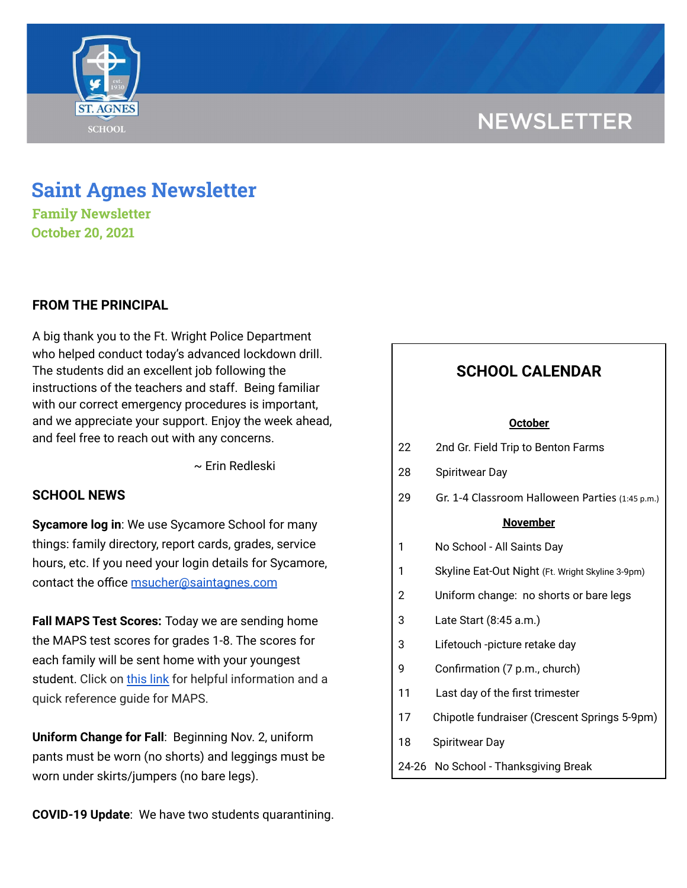# Saint Agnes Newsletter

**Family Newsletter**
**October 20, 2021**

## FROM THE PRINCIPAL

A big thank you to the Ft. Wright Police Department who helped conduct today's advanced lockdown drill. The students did an excellent job following the instructions of the teachers and staff. Being familiar with our correct emergency procedures is important, and we appreciate your support. Enjoy the week ahead, and feel free to reach out with any concerns.

~ Erin Redleski

## SCHOOL NEWS

**Sycamore log in**: We use Sycamore School for many things: family directory, report cards, grades, service hours, etc. If you need your login details for Sycamore, contact the office msucher@saintagnes.com

**Fall MAPS Test Scores:** Today we are sending home the MAPS test scores for grades 1-8. The scores for each family will be sent home with your youngest student. Click on this link for helpful information and a quick reference guide for MAPS.

**Uniform Change for Fall**: Beginning Nov. 2, uniform pants must be worn (no shorts) and leggings must be worn under skirts/jumpers (no bare legs).

**COVID-19 Update**: We have two students quarantining.

## SCHOOL CALENDAR

**October**

| | |
|---|---|
| 22 | 2nd Gr. Field Trip to Benton Farms |
| 28 | Spiritwear Day |
| 29 | Gr. 1-4 Classroom Halloween Parties (1:45 p.m.) |

**November**

| | |
|---|---|
| 1 | No School - All Saints Day |
| 1 | Skyline Eat-Out Night (Ft. Wright Skyline 3-9pm) |
| 2 | Uniform change: no shorts or bare legs |
| 3 | Late Start (8:45 a.m.) |
| 3 | Lifetouch -picture retake day |
| 9 | Confirmation (7 p.m., church) |
| 11 | Last day of the first trimester |
| 17 | Chipotle fundraiser (Crescent Springs 5-9pm) |
| 18 | Spiritwear Day |
| 24-26 | No School - Thanksgiving Break |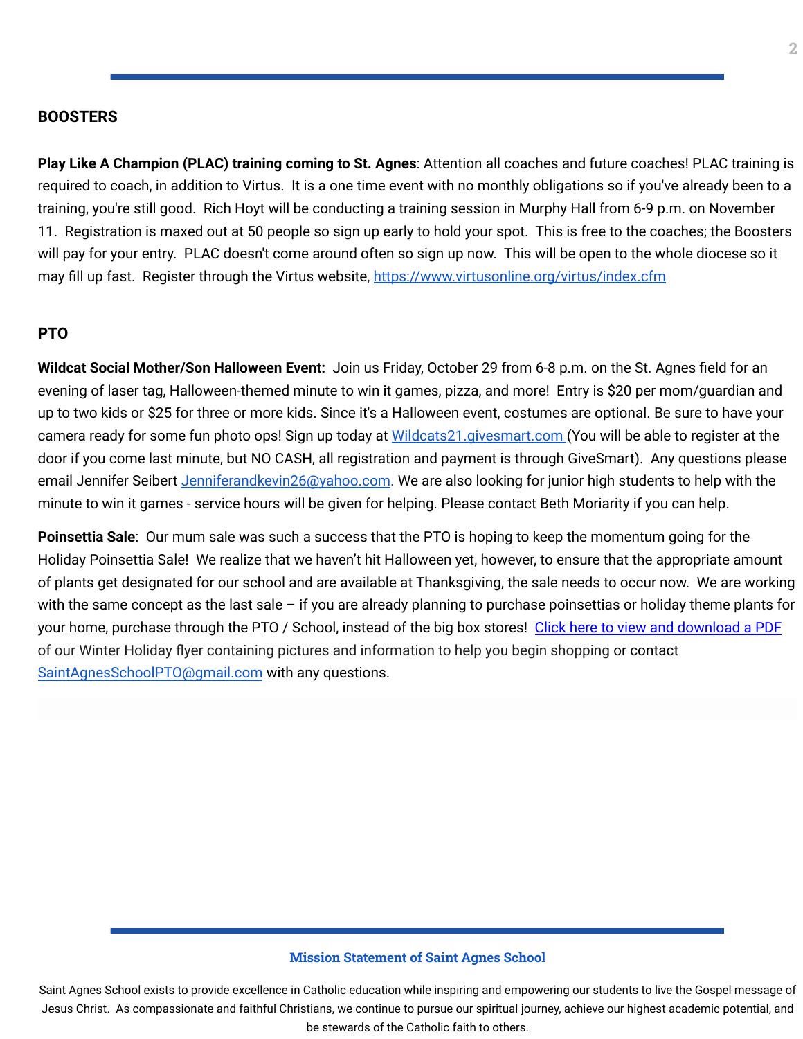## BOOSTERS

**Play Like A Champion (PLAC) training coming to St. Agnes**: Attention all coaches and future coaches! PLAC training is required to coach, in addition to Virtus. It is a one time event with no monthly obligations so if you've already been to a training, you're still good. Rich Hoyt will be conducting a training session in Murphy Hall from 6-9 p.m. on November 11. Registration is maxed out at 50 people so sign up early to hold your spot. This is free to the coaches; the Boosters will pay for your entry. PLAC doesn't come around often so sign up now. This will be open to the whole diocese so it may fill up fast. Register through the Virtus website, https://www.virtusonline.org/virtus/index.cfm

## PTO

**Wildcat Social Mother/Son Halloween Event:** Join us Friday, October 29 from 6-8 p.m. on the St. Agnes field for an evening of laser tag, Halloween-themed minute to win it games, pizza, and more! Entry is $20 per mom/guardian and up to two kids or $25 for three or more kids. Since it's a Halloween event, costumes are optional. Be sure to have your camera ready for some fun photo ops! Sign up today at Wildcats21.givesmart.com (You will be able to register at the door if you come last minute, but NO CASH, all registration and payment is through GiveSmart). Any questions please email Jennifer Seibert Jenniferandkevin26@yahoo.com. We are also looking for junior high students to help with the minute to win it games - service hours will be given for helping. Please contact Beth Moriarity if you can help.

**Poinsettia Sale**: Our mum sale was such a success that the PTO is hoping to keep the momentum going for the Holiday Poinsettia Sale! We realize that we haven't hit Halloween yet, however, to ensure that the appropriate amount of plants get designated for our school and are available at Thanksgiving, the sale needs to occur now. We are working with the same concept as the last sale – if you are already planning to purchase poinsettias or holiday theme plants for your home, purchase through the PTO / School, instead of the big box stores! Click here to view and download a PDF of our Winter Holiday flyer containing pictures and information to help you begin shopping or contact SaintAgnesSchoolPTO@gmail.com with any questions.

**Mission Statement of Saint Agnes School**

Saint Agnes School exists to provide excellence in Catholic education while inspiring and empowering our students to live the Gospel message of Jesus Christ. As compassionate and faithful Christians, we continue to pursue our spiritual journey, achieve our highest academic potential, and be stewards of the Catholic faith to others.